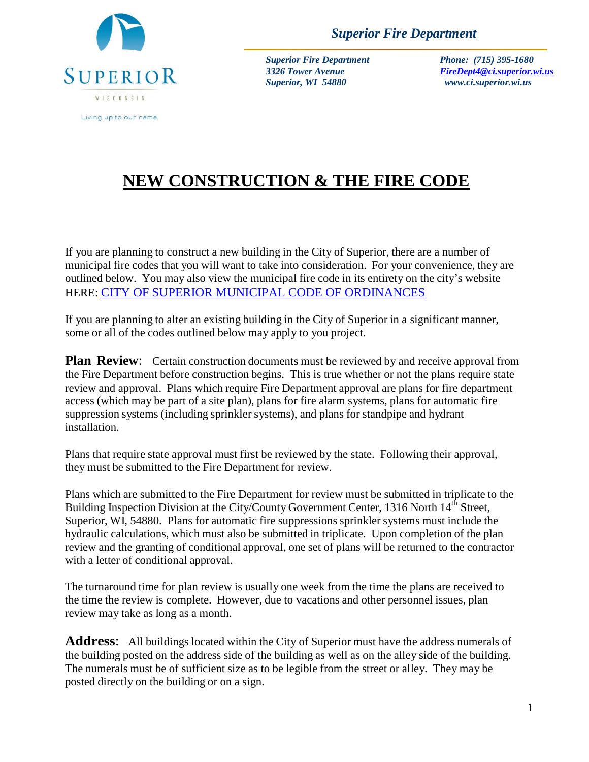*Superior Fire Department*

SUPERIOR
WISCONSIN
Living up to our name.

*Superior Fire Department*
*3326 Tower Avenue*
*Superior, WI 54880*

*Phone: (715) 395-1680*
*FireDept4@ci.superior.wi.us*
*www.ci.superior.wi.us*

# NEW CONSTRUCTION & THE FIRE CODE

If you are planning to construct a new building in the City of Superior, there are a number of municipal fire codes that you will want to take into consideration. For your convenience, they are outlined below. You may also view the municipal fire code in its entirety on the city's website HERE: CITY OF SUPERIOR MUNICIPAL CODE OF ORDINANCES

If you are planning to alter an existing building in the City of Superior in a significant manner, some or all of the codes outlined below may apply to you project.

**Plan Review**: Certain construction documents must be reviewed by and receive approval from the Fire Department before construction begins. This is true whether or not the plans require state review and approval. Plans which require Fire Department approval are plans for fire department access (which may be part of a site plan), plans for fire alarm systems, plans for automatic fire suppression systems (including sprinkler systems), and plans for standpipe and hydrant installation.

Plans that require state approval must first be reviewed by the state. Following their approval, they must be submitted to the Fire Department for review.

Plans which are submitted to the Fire Department for review must be submitted in triplicate to the Building Inspection Division at the City/County Government Center, 1316 North 14th Street, Superior, WI, 54880. Plans for automatic fire suppressions sprinkler systems must include the hydraulic calculations, which must also be submitted in triplicate. Upon completion of the plan review and the granting of conditional approval, one set of plans will be returned to the contractor with a letter of conditional approval.

The turnaround time for plan review is usually one week from the time the plans are received to the time the review is complete. However, due to vacations and other personnel issues, plan review may take as long as a month.

**Address**: All buildings located within the City of Superior must have the address numerals of the building posted on the address side of the building as well as on the alley side of the building. The numerals must be of sufficient size as to be legible from the street or alley. They may be posted directly on the building or on a sign.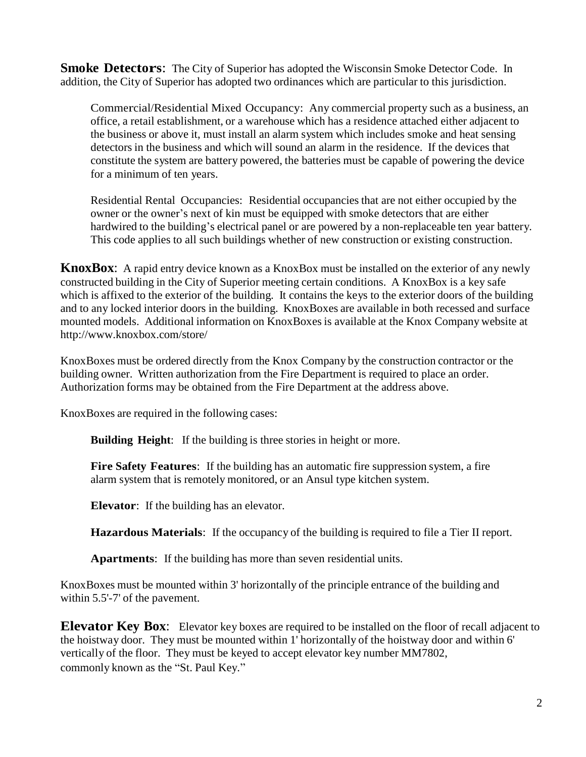**Smoke Detectors**: The City of Superior has adopted the Wisconsin Smoke Detector Code. In addition, the City of Superior has adopted two ordinances which are particular to this jurisdiction.

Commercial/Residential Mixed Occupancy: Any commercial property such as a business, an office, a retail establishment, or a warehouse which has a residence attached either adjacent to the business or above it, must install an alarm system which includes smoke and heat sensing detectors in the business and which will sound an alarm in the residence. If the devices that constitute the system are battery powered, the batteries must be capable of powering the device for a minimum of ten years.

Residential Rental Occupancies: Residential occupancies that are not either occupied by the owner or the owner's next of kin must be equipped with smoke detectors that are either hardwired to the building's electrical panel or are powered by a non-replaceable ten year battery. This code applies to all such buildings whether of new construction or existing construction.

**KnoxBox**: A rapid entry device known as a KnoxBox must be installed on the exterior of any newly constructed building in the City of Superior meeting certain conditions. A KnoxBox is a key safe which is affixed to the exterior of the building. It contains the keys to the exterior doors of the building and to any locked interior doors in the building. KnoxBoxes are available in both recessed and surface mounted models. Additional information on KnoxBoxes is available at the Knox Company website at http://www.knoxbox.com/store/

KnoxBoxes must be ordered directly from the Knox Company by the construction contractor or the building owner. Written authorization from the Fire Department is required to place an order. Authorization forms may be obtained from the Fire Department at the address above.

KnoxBoxes are required in the following cases:

**Building Height**: If the building is three stories in height or more.

**Fire Safety Features**: If the building has an automatic fire suppression system, a fire alarm system that is remotely monitored, or an Ansul type kitchen system.

**Elevator**: If the building has an elevator.

**Hazardous Materials**: If the occupancy of the building is required to file a Tier II report.

**Apartments**: If the building has more than seven residential units.

KnoxBoxes must be mounted within 3' horizontally of the principle entrance of the building and within 5.5'-7' of the pavement.

**Elevator Key Box**: Elevator key boxes are required to be installed on the floor of recall adjacent to the hoistway door. They must be mounted within 1' horizontally of the hoistway door and within 6' vertically of the floor. They must be keyed to accept elevator key number MM7802, commonly known as the "St. Paul Key."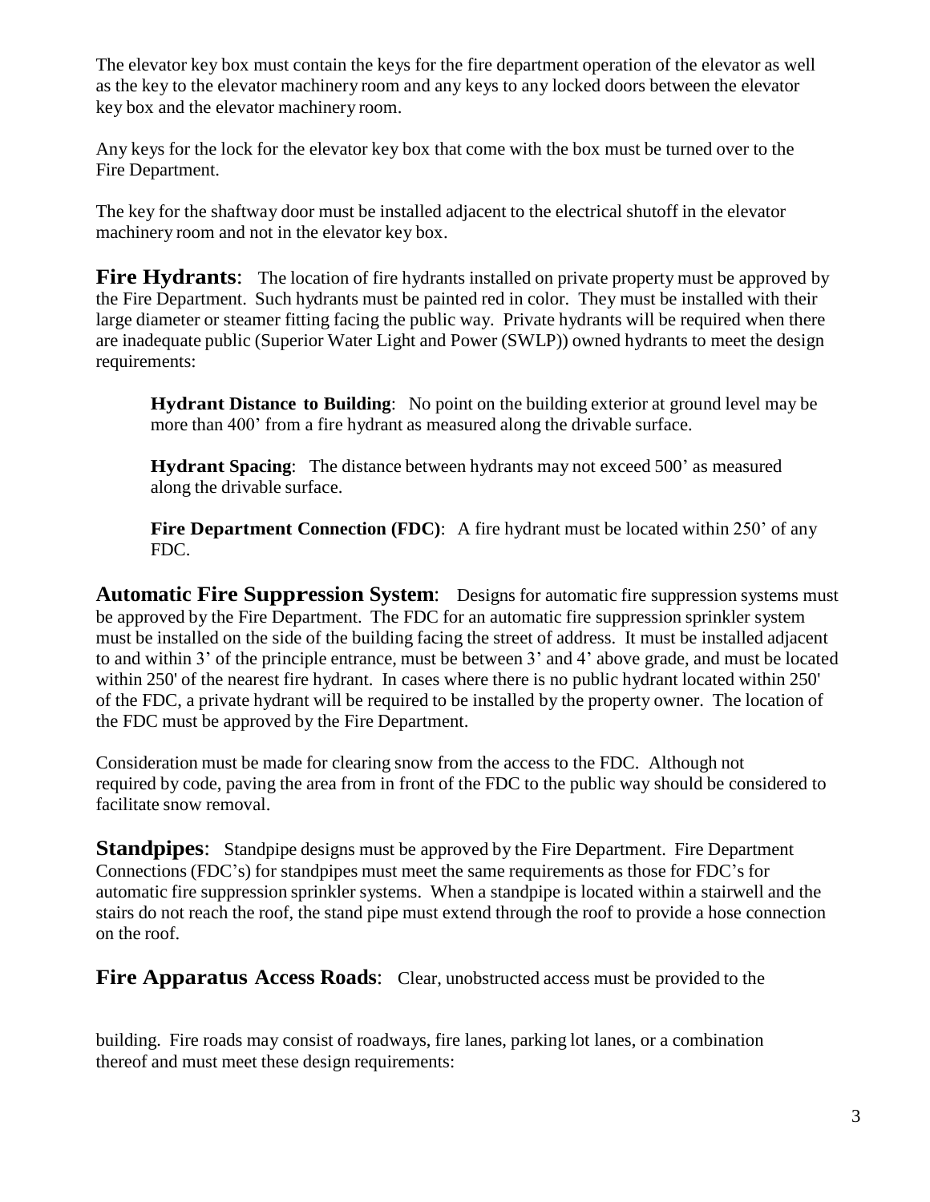The elevator key box must contain the keys for the fire department operation of the elevator as well as the key to the elevator machinery room and any keys to any locked doors between the elevator key box and the elevator machinery room.

Any keys for the lock for the elevator key box that come with the box must be turned over to the Fire Department.

The key for the shaftway door must be installed adjacent to the electrical shutoff in the elevator machinery room and not in the elevator key box.

**Fire Hydrants**: The location of fire hydrants installed on private property must be approved by the Fire Department. Such hydrants must be painted red in color. They must be installed with their large diameter or steamer fitting facing the public way. Private hydrants will be required when there are inadequate public (Superior Water Light and Power (SWLP)) owned hydrants to meet the design requirements:

> **Hydrant Distance to Building**: No point on the building exterior at ground level may be more than 400’ from a fire hydrant as measured along the drivable surface.
>
> **Hydrant Spacing**: The distance between hydrants may not exceed 500’ as measured along the drivable surface.
>
> **Fire Department Connection (FDC)**: A fire hydrant must be located within 250’ of any FDC.

**Automatic Fire Suppression System**: Designs for automatic fire suppression systems must be approved by the Fire Department. The FDC for an automatic fire suppression sprinkler system must be installed on the side of the building facing the street of address. It must be installed adjacent to and within 3’ of the principle entrance, must be between 3’ and 4’ above grade, and must be located within 250' of the nearest fire hydrant. In cases where there is no public hydrant located within 250' of the FDC, a private hydrant will be required to be installed by the property owner. The location of the FDC must be approved by the Fire Department.

Consideration must be made for clearing snow from the access to the FDC. Although not required by code, paving the area from in front of the FDC to the public way should be considered to facilitate snow removal.

**Standpipes**: Standpipe designs must be approved by the Fire Department. Fire Department Connections (FDC’s) for standpipes must meet the same requirements as those for FDC’s for automatic fire suppression sprinkler systems. When a standpipe is located within a stairwell and the stairs do not reach the roof, the stand pipe must extend through the roof to provide a hose connection on the roof.

**Fire Apparatus Access Roads**: Clear, unobstructed access must be provided to the building. Fire roads may consist of roadways, fire lanes, parking lot lanes, or a combination thereof and must meet these design requirements: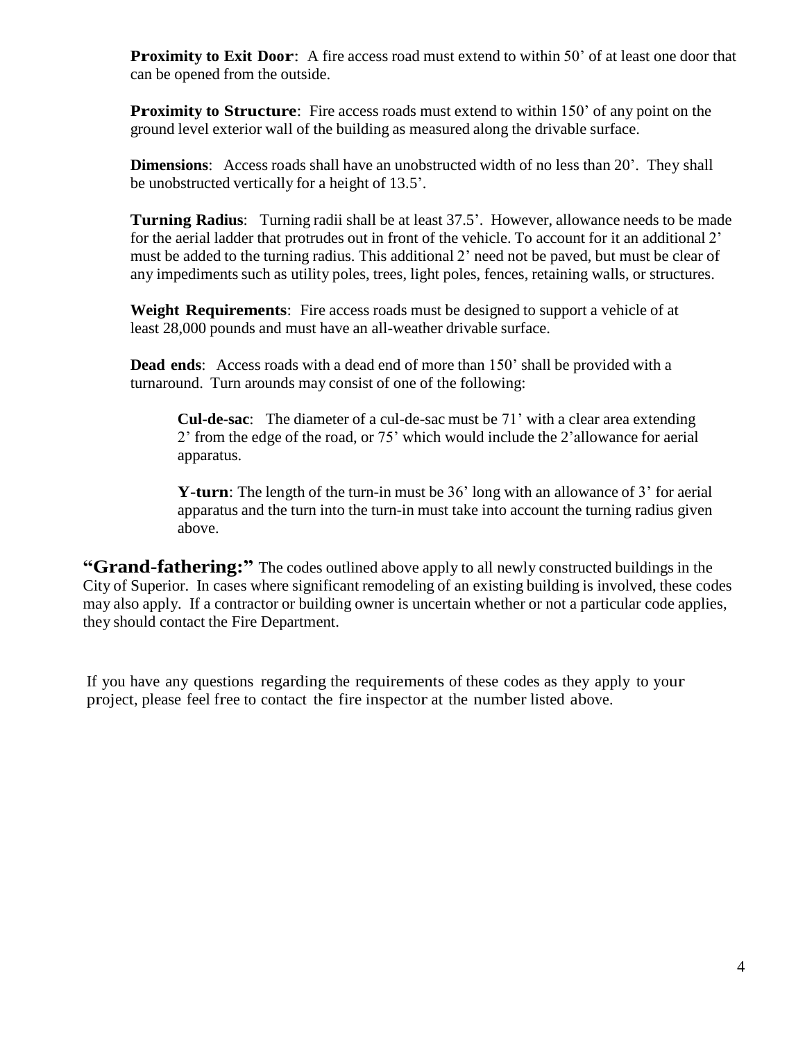**Proximity to Exit Door**: A fire access road must extend to within 50' of at least one door that can be opened from the outside.

**Proximity to Structure**: Fire access roads must extend to within 150' of any point on the ground level exterior wall of the building as measured along the drivable surface.

**Dimensions**: Access roads shall have an unobstructed width of no less than 20'. They shall be unobstructed vertically for a height of 13.5'.

**Turning Radius**: Turning radii shall be at least 37.5'. However, allowance needs to be made for the aerial ladder that protrudes out in front of the vehicle. To account for it an additional 2' must be added to the turning radius. This additional 2' need not be paved, but must be clear of any impediments such as utility poles, trees, light poles, fences, retaining walls, or structures.

**Weight Requirements**: Fire access roads must be designed to support a vehicle of at least 28,000 pounds and must have an all-weather drivable surface.

**Dead ends**: Access roads with a dead end of more than 150' shall be provided with a turnaround. Turn arounds may consist of one of the following:

> **Cul-de-sac**: The diameter of a cul-de-sac must be 71' with a clear area extending 2' from the edge of the road, or 75' which would include the 2'allowance for aerial apparatus.
>
> **Y-turn**: The length of the turn-in must be 36' long with an allowance of 3' for aerial apparatus and the turn into the turn-in must take into account the turning radius given above.

**"Grand-fathering:"** The codes outlined above apply to all newly constructed buildings in the City of Superior. In cases where significant remodeling of an existing building is involved, these codes may also apply. If a contractor or building owner is uncertain whether or not a particular code applies, they should contact the Fire Department.

If you have any questions regarding the requirements of these codes as they apply to your project, please feel free to contact the fire inspector at the number listed above.